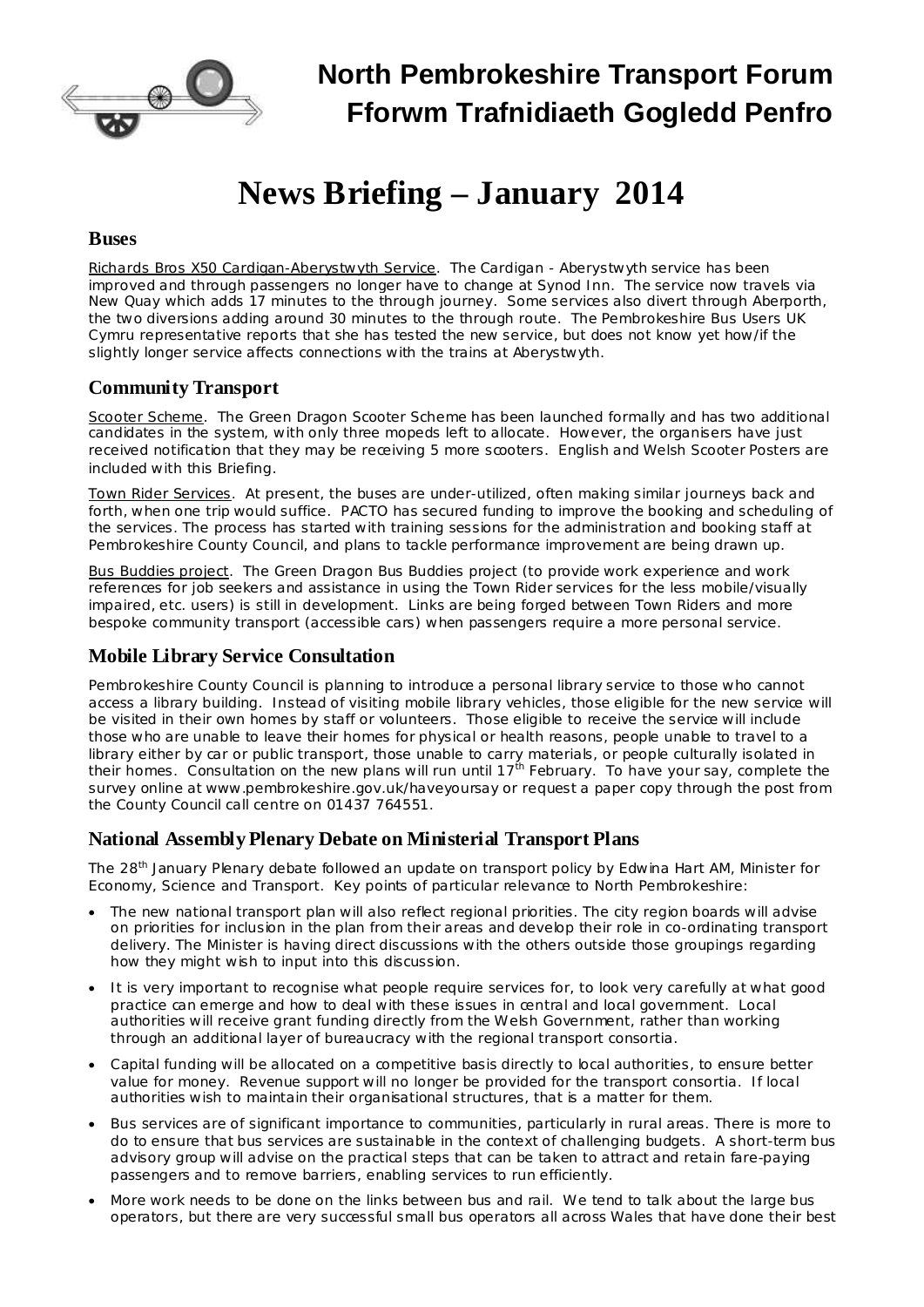# North Pembrokeshire Transport Forum
# Fforwm Trafnidiaeth Gogledd Penfro

# News Briefing – January 2014

## Buses

Richards Bros X50 Cardigan-Aberystwyth Service. The Cardigan - Aberystwyth service has been improved and through passengers no longer have to change at Synod Inn. The service now travels via New Quay which adds 17 minutes to the through journey. Some services also divert through Aberporth, the two diversions adding around 30 minutes to the through route. The Pembrokeshire Bus Users UK Cymru representative reports that she has tested the new service, but does not know yet how/if the slightly longer service affects connections with the trains at Aberystwyth.

## Community Transport

Scooter Scheme. The Green Dragon Scooter Scheme has been launched formally and has two additional candidates in the system, with only three mopeds left to allocate. However, the organisers have just received notification that they may be receiving 5 more scooters. English and Welsh Scooter Posters are included with this Briefing.

Town Rider Services. At present, the buses are under-utilized, often making similar journeys back and forth, when one trip would suffice. PACTO has secured funding to improve the booking and scheduling of the services. The process has started with training sessions for the administration and booking staff at Pembrokeshire County Council, and plans to tackle performance improvement are being drawn up.

Bus Buddies project. The Green Dragon Bus Buddies project (to provide work experience and work references for job seekers and assistance in using the Town Rider services for the less mobile/visually impaired, etc. users) is still in development. Links are being forged between Town Riders and more bespoke community transport (accessible cars) when passengers require a more personal service.

## Mobile Library Service Consultation

Pembrokeshire County Council is planning to introduce a personal library service to those who cannot access a library building. Instead of visiting mobile library vehicles, those eligible for the new service will be visited in their own homes by staff or volunteers. Those eligible to receive the service will include those who are unable to leave their homes for physical or health reasons, people unable to travel to a library either by car or public transport, those unable to carry materials, or people culturally isolated in their homes. Consultation on the new plans will run until 17th February. To have your say, complete the survey online at www.pembrokeshire.gov.uk/haveyoursay or request a paper copy through the post from the County Council call centre on 01437 764551.

## National Assembly Plenary Debate on Ministerial Transport Plans

The 28th January Plenary debate followed an update on transport policy by Edwina Hart AM, Minister for Economy, Science and Transport. Key points of particular relevance to North Pembrokeshire:

- The new national transport plan will also reflect regional priorities. The city region boards will advise on priorities for inclusion in the plan from their areas and develop their role in co-ordinating transport delivery. The Minister is having direct discussions with the others outside those groupings regarding how they might wish to input into this discussion.
- It is very important to recognise what people require services for, to look very carefully at what good practice can emerge and how to deal with these issues in central and local government. Local authorities will receive grant funding directly from the Welsh Government, rather than working through an additional layer of bureaucracy with the regional transport consortia.
- Capital funding will be allocated on a competitive basis directly to local authorities, to ensure better value for money. Revenue support will no longer be provided for the transport consortia. If local authorities wish to maintain their organisational structures, that is a matter for them.
- Bus services are of significant importance to communities, particularly in rural areas. There is more to do to ensure that bus services are sustainable in the context of challenging budgets. A short-term bus advisory group will advise on the practical steps that can be taken to attract and retain fare-paying passengers and to remove barriers, enabling services to run efficiently.
- More work needs to be done on the links between bus and rail. We tend to talk about the large bus operators, but there are very successful small bus operators all across Wales that have done their best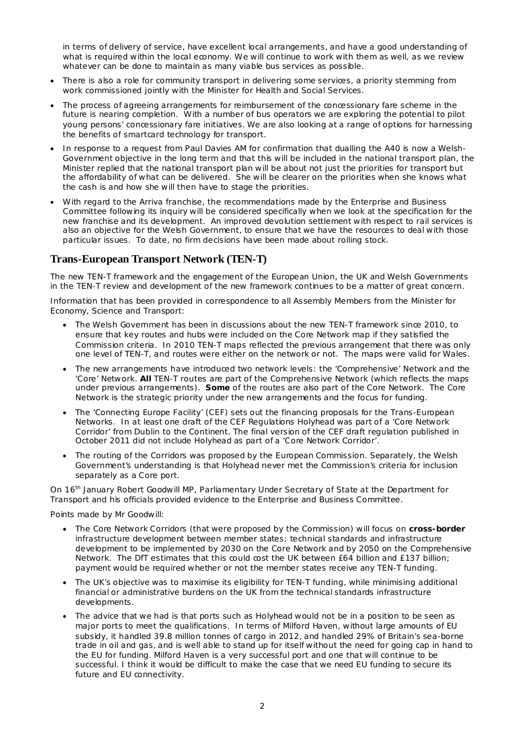in terms of delivery of service, have excellent local arrangements, and have a good understanding of what is required within the local economy. We will continue to work with them as well, as we review whatever can be done to maintain as many viable bus services as possible.

- There is also a role for community transport in delivering some services, a priority stemming from work commissioned jointly with the Minister for Health and Social Services.
- The process of agreeing arrangements for reimbursement of the concessionary fare scheme in the future is nearing completion. With a number of bus operators we are exploring the potential to pilot young persons' concessionary fare initiatives. We are also looking at a range of options for harnessing the benefits of smartcard technology for transport.
- In response to a request from Paul Davies AM for confirmation that dualling the A40 is now a Welsh-Government objective in the long term and that this will be included in the national transport plan, the Minister replied that the national transport plan will be about not just the priorities for transport but the affordability of what can be delivered. She will be clearer on the priorities when she knows what the cash is and how she will then have to stage the priorities.
- With regard to the Arriva franchise, the recommendations made by the Enterprise and Business Committee following its inquiry will be considered specifically when we look at the specification for the new franchise and its development. An improved devolution settlement with respect to rail services is also an objective for the Welsh Government, to ensure that we have the resources to deal with those particular issues. To date, no firm decisions have been made about rolling stock.

## Trans-European Transport Network (TEN-T)

The new TEN-T framework and the engagement of the European Union, the UK and Welsh Governments in the TEN-T review and development of the new framework continues to be a matter of great concern.

Information that has been provided in correspondence to all Assembly Members from the Minister for Economy, Science and Transport:

- The Welsh Government has been in discussions about the new TEN-T framework since 2010, to ensure that key routes and hubs were included on the Core Network map if they satisfied the Commission criteria. In 2010 TEN-T maps reflected the previous arrangement that there was only one level of TEN-T, and routes were either on the network or not. The maps were valid for Wales.
- The new arrangements have introduced two network levels: the 'Comprehensive' Network and the 'Core' Network. **All** TEN-T routes are part of the Comprehensive Network (which reflects the maps under previous arrangements). **Some** of the routes are also part of the Core Network. The Core Network is the strategic priority under the new arrangements and the focus for funding.
- The 'Connecting Europe Facility' (CEF) sets out the financing proposals for the Trans-European Networks. In at least one draft of the CEF Regulations Holyhead was part of a 'Core Network Corridor' from Dublin to the Continent. The final version of the CEF draft regulation published in October 2011 did not include Holyhead as part of a 'Core Network Corridor'.
- The routing of the Corridors was proposed by the European Commission. Separately, the Welsh Government's understanding is that Holyhead never met the Commission's criteria for inclusion separately as a Core port.

On 16th January Robert Goodwill MP, Parliamentary Under Secretary of State at the Department for Transport and his officials provided evidence to the Enterprise and Business Committee.

Points made by Mr Goodwill:

- The Core Network Corridors (that were proposed by the Commission) will focus on **cross-border** infrastructure development between member states; technical standards and infrastructure development to be implemented by 2030 on the Core Network and by 2050 on the Comprehensive Network. The DfT estimates that this could cost the UK between £64 billion and £137 billion; payment would be required whether or not the member states receive any TEN-T funding.
- The UK's objective was to maximise its eligibility for TEN-T funding, while minimising additional financial or administrative burdens on the UK from the technical standards infrastructure developments.
- The advice that we had is that ports such as Holyhead would not be in a position to be seen as major ports to meet the qualifications. In terms of Milford Haven, without large amounts of EU subsidy, it handled 39.8 million tonnes of cargo in 2012, and handled 29% of Britain's sea-borne trade in oil and gas, and is well able to stand up for itself without the need for going cap in hand to the EU for funding. Milford Haven is a very successful port and one that will continue to be successful. I think it would be difficult to make the case that we need EU funding to secure its future and EU connectivity.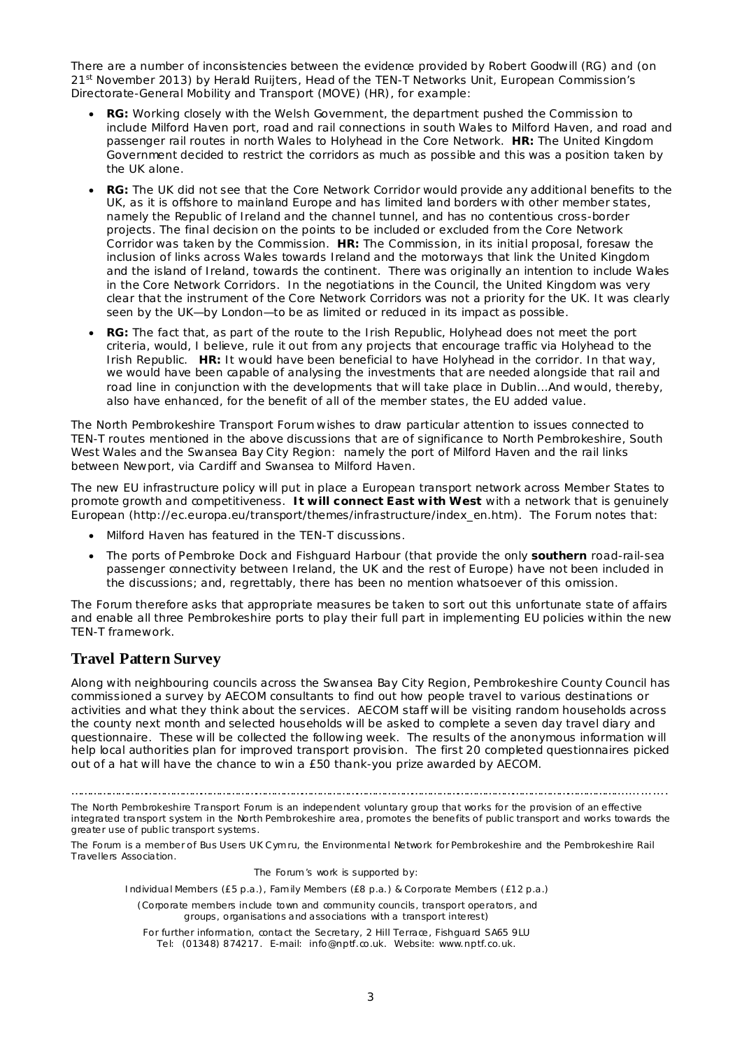There are a number of inconsistencies between the evidence provided by Robert Goodwill (RG) and (on 21st November 2013) by Herald Ruijters, Head of the TEN-T Networks Unit, European Commission's Directorate-General Mobility and Transport (MOVE) (HR), for example:

- **RG:** Working closely with the Welsh Government, the department pushed the Commission to include Milford Haven port, road and rail connections in south Wales to Milford Haven, and road and passenger rail routes in north Wales to Holyhead in the Core Network. **HR:** The United Kingdom Government decided to restrict the corridors as much as possible and this was a position taken by the UK alone.
- **RG:** The UK did not see that the Core Network Corridor would provide any additional benefits to the UK, as it is offshore to mainland Europe and has limited land borders with other member states, namely the Republic of Ireland and the channel tunnel, and has no contentious cross-border projects. The final decision on the points to be included or excluded from the Core Network Corridor was taken by the Commission. **HR:** The Commission, in its initial proposal, foresaw the inclusion of links across Wales towards Ireland and the motorways that link the United Kingdom and the island of Ireland, towards the continent. There was originally an intention to include Wales in the Core Network Corridors. In the negotiations in the Council, the United Kingdom was very clear that the instrument of the Core Network Corridors was not a priority for the UK. It was clearly seen by the UK—by London—to be as limited or reduced in its impact as possible.
- **RG:** The fact that, as part of the route to the Irish Republic, Holyhead does not meet the port criteria, would, I believe, rule it out from any projects that encourage traffic via Holyhead to the Irish Republic. **HR:** It would have been beneficial to have Holyhead in the corridor. In that way, we would have been capable of analysing the investments that are needed alongside that rail and road line in conjunction with the developments that will take place in Dublin…And would, thereby, also have enhanced, for the benefit of all of the member states, the EU added value.

The North Pembrokeshire Transport Forum wishes to draw particular attention to issues connected to TEN-T routes mentioned in the above discussions that are of significance to North Pembrokeshire, South West Wales and the Swansea Bay City Region: namely the port of Milford Haven and the rail links between Newport, via Cardiff and Swansea to Milford Haven.

The new EU infrastructure policy will put in place a European transport network across Member States to promote growth and competitiveness. **It will connect East with West** with a network that is genuinely European (http://ec.europa.eu/transport/themes/infrastructure/index_en.htm). The Forum notes that:

- Milford Haven has featured in the TEN-T discussions.
- The ports of Pembroke Dock and Fishguard Harbour (that provide the only **southern** road-rail-sea passenger connectivity between Ireland, the UK and the rest of Europe) have not been included in the discussions; and, regrettably, there has been no mention whatsoever of this omission.

The Forum therefore asks that appropriate measures be taken to sort out this unfortunate state of affairs and enable all three Pembrokeshire ports to play their full part in implementing EU policies within the new TEN-T framework.

## Travel Pattern Survey

Along with neighbouring councils across the Swansea Bay City Region, Pembrokeshire County Council has commissioned a survey by AECOM consultants to find out how people travel to various destinations or activities and what they think about the services. AECOM staff will be visiting random households across the county next month and selected households will be asked to complete a seven day travel diary and questionnaire. These will be collected the following week. The results of the anonymous information will help local authorities plan for improved transport provision. The first 20 completed questionnaires picked out of a hat will have the chance to win a £50 thank-you prize awarded by AECOM.

---

*The North Pembrokeshire Transport Forum is an independent voluntary group that works for the provision of an effective integrated transport system in the North Pembrokeshire area, promotes the benefits of public transport and works towards the greater use of public transport systems.*

*The Forum is a member of Bus Users UK Cymru, the Environmental Network for Pembrokeshire and the Pembrokeshire Rail Travellers Association.*

*The Forum's work is supported by:*

*Individual Members (£5 p.a.), Family Members (£8 p.a.) & Corporate Members (£12 p.a.)*

*(Corporate members include town and community councils, transport operators, and groups, organisations and associations with a transport interest)*

*For further information, contact the Secretary, 2 Hill Terrace, Fishguard SA65 9LU*
*Tel: (01348) 874217. E-mail: info@nptf.co.uk. Website: www.nptf.co.uk.*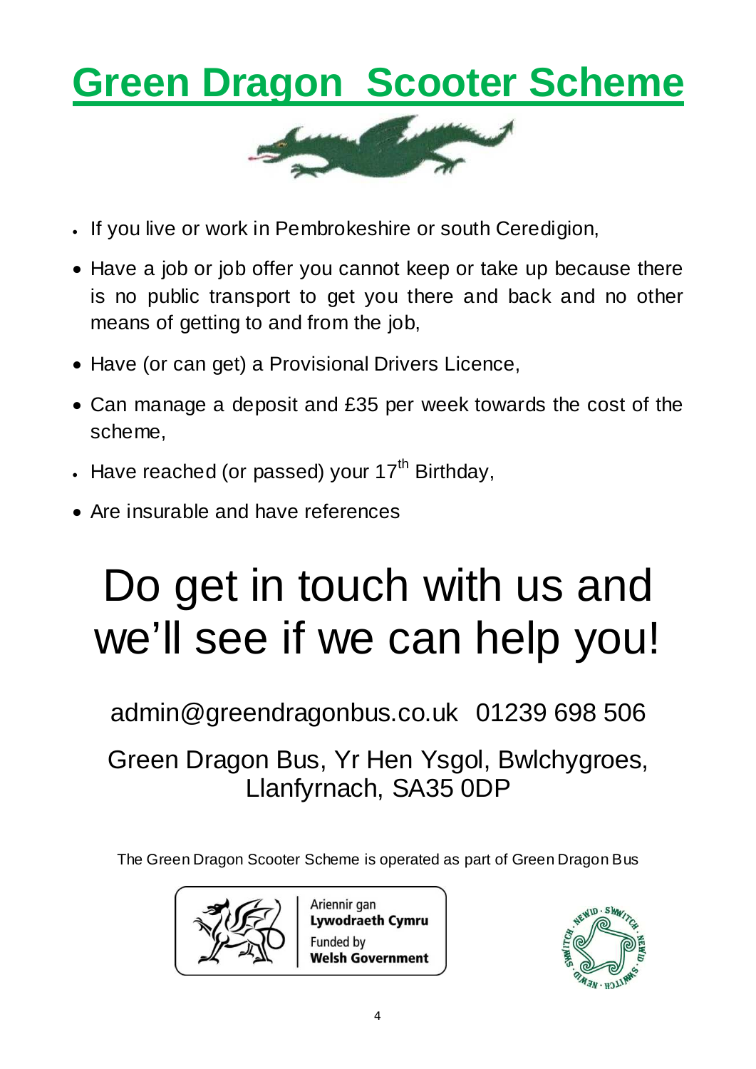# Green Dragon Scooter Scheme

- If you live or work in Pembrokeshire or south Ceredigion,
- Have a job or job offer you cannot keep or take up because there is no public transport to get you there and back and no other means of getting to and from the job,
- Have (or can get) a Provisional Drivers Licence,
- Can manage a deposit and £35 per week towards the cost of the scheme,
- Have reached (or passed) your 17th Birthday,
- Are insurable and have references

## Do get in touch with us and we'll see if we can help you!

admin@greendragonbus.co.uk 01239 698 506

Green Dragon Bus, Yr Hen Ysgol, Bwlchygroes, Llanfyrnach, SA35 0DP

The Green Dragon Scooter Scheme is operated as part of Green Dragon Bus

Ariennir gan **Lywodraeth Cymru**
Funded by **Welsh Government**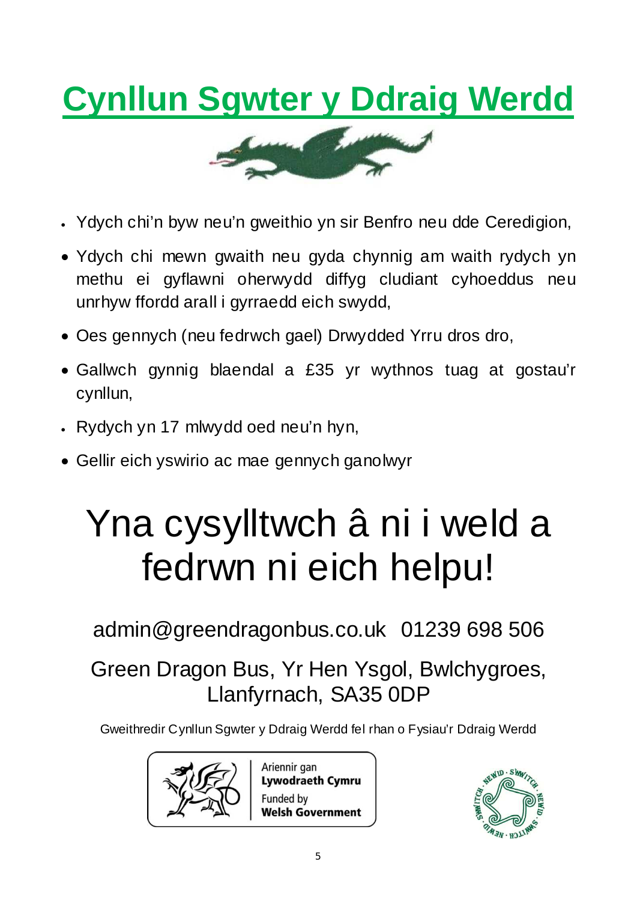# Cynllun Sgwter y Ddraig Werdd

- Ydych chi'n byw neu'n gweithio yn sir Benfro neu dde Ceredigion,
- Ydych chi mewn gwaith neu gyda chynnig am waith rydych yn methu ei gyflawni oherwydd diffyg cludiant cyhoeddus neu unrhyw ffordd arall i gyrraedd eich swydd,
- Oes gennych (neu fedrwch gael) Drwydded Yrru dros dro,
- Gallwch gynnig blaendal a £35 yr wythnos tuag at gostau'r cynllun,
- Rydych yn 17 mlwydd oed neu'n hyn,
- Gellir eich yswirio ac mae gennych ganolwyr

## Yna cysylltwch â ni i weld a fedrwn ni eich helpu!

admin@greendragonbus.co.uk 01239 698 506

Green Dragon Bus, Yr Hen Ysgol, Bwlchygroes, Llanfyrnach, SA35 0DP

Gweithredir Cynllun Sgwter y Ddraig Werdd fel rhan o Fysiau'r Ddraig Werdd

Ariennir gan **Lywodraeth Cymru**
Funded by **Welsh Government**

NEWID · SWITCH · NEWID · SWITCH